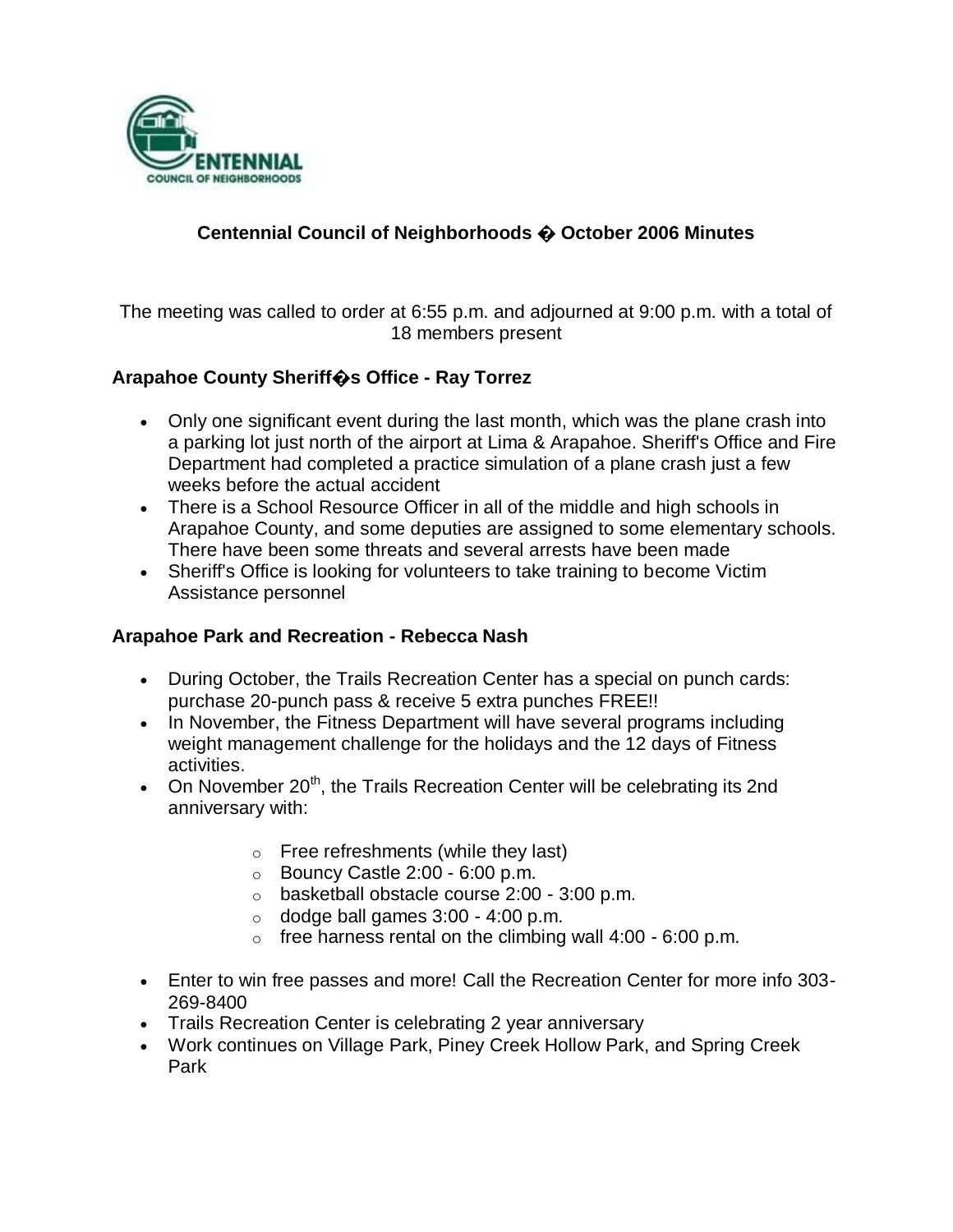# Centennial Council of Neighborhoods � October 2006 Minutes

The meeting was called to order at 6:55 p.m. and adjourned at 9:00 p.m. with a total of 18 members present

### Arapahoe County Sheriff�s Office - Ray Torrez

- Only one significant event during the last month, which was the plane crash into a parking lot just north of the airport at Lima & Arapahoe. Sheriff's Office and Fire Department had completed a practice simulation of a plane crash just a few weeks before the actual accident
- There is a School Resource Officer in all of the middle and high schools in Arapahoe County, and some deputies are assigned to some elementary schools. There have been some threats and several arrests have been made
- Sheriff's Office is looking for volunteers to take training to become Victim Assistance personnel

### Arapahoe Park and Recreation - Rebecca Nash

- During October, the Trails Recreation Center has a special on punch cards: purchase 20-punch pass & receive 5 extra punches FREE!!
- In November, the Fitness Department will have several programs including weight management challenge for the holidays and the 12 days of Fitness activities.
- On November 20th, the Trails Recreation Center will be celebrating its 2nd anniversary with:
    - Free refreshments (while they last)
    - Bouncy Castle 2:00 - 6:00 p.m.
    - basketball obstacle course 2:00 - 3:00 p.m.
    - dodge ball games 3:00 - 4:00 p.m.
    - free harness rental on the climbing wall 4:00 - 6:00 p.m.
- Enter to win free passes and more! Call the Recreation Center for more info 303-269-8400
- Trails Recreation Center is celebrating 2 year anniversary
- Work continues on Village Park, Piney Creek Hollow Park, and Spring Creek Park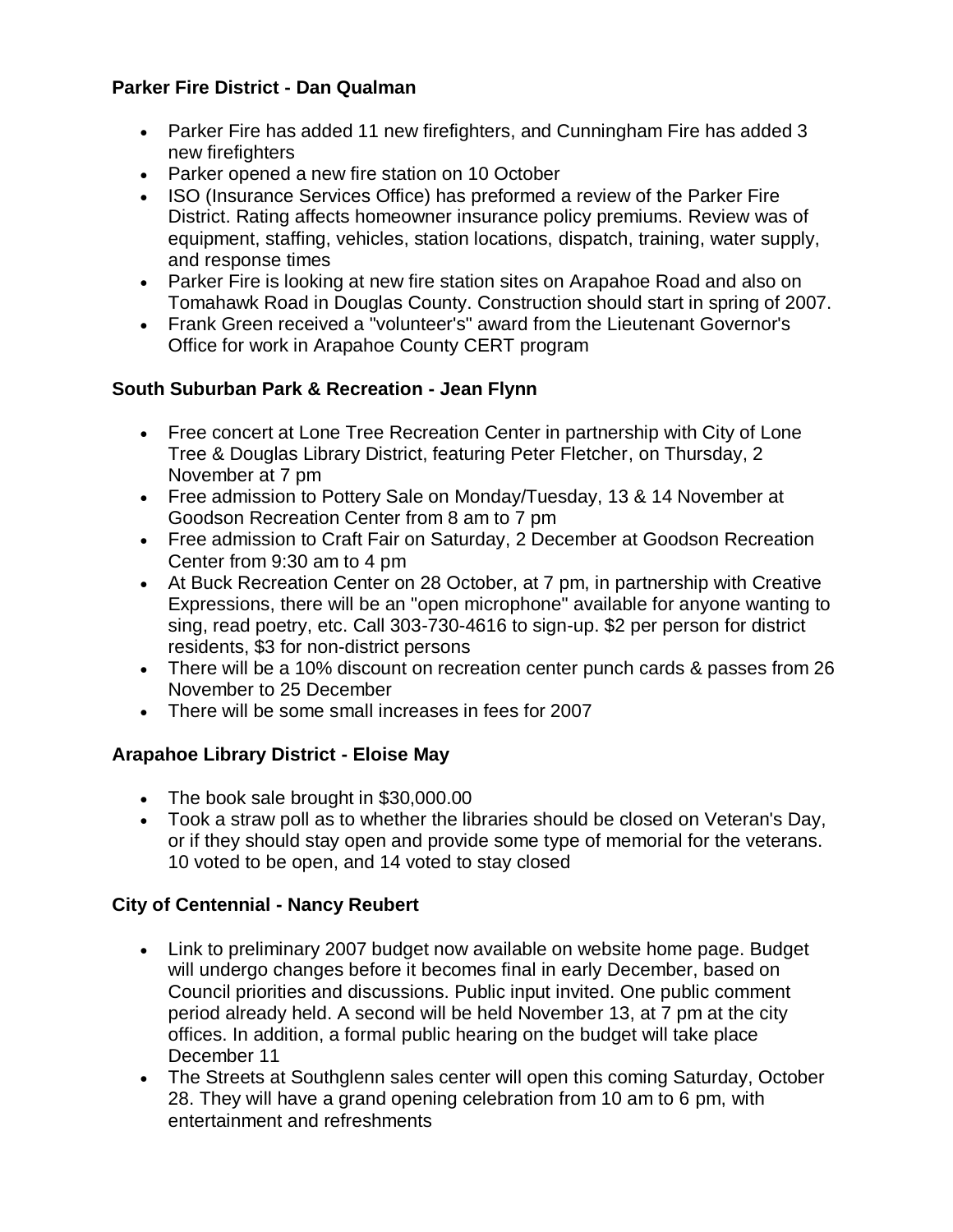**Parker Fire District - Dan Qualman**

- Parker Fire has added 11 new firefighters, and Cunningham Fire has added 3 new firefighters
- Parker opened a new fire station on 10 October
- ISO (Insurance Services Office) has preformed a review of the Parker Fire District. Rating affects homeowner insurance policy premiums. Review was of equipment, staffing, vehicles, station locations, dispatch, training, water supply, and response times
- Parker Fire is looking at new fire station sites on Arapahoe Road and also on Tomahawk Road in Douglas County. Construction should start in spring of 2007.
- Frank Green received a "volunteer's" award from the Lieutenant Governor's Office for work in Arapahoe County CERT program

**South Suburban Park & Recreation - Jean Flynn**

- Free concert at Lone Tree Recreation Center in partnership with City of Lone Tree & Douglas Library District, featuring Peter Fletcher, on Thursday, 2 November at 7 pm
- Free admission to Pottery Sale on Monday/Tuesday, 13 & 14 November at Goodson Recreation Center from 8 am to 7 pm
- Free admission to Craft Fair on Saturday, 2 December at Goodson Recreation Center from 9:30 am to 4 pm
- At Buck Recreation Center on 28 October, at 7 pm, in partnership with Creative Expressions, there will be an "open microphone" available for anyone wanting to sing, read poetry, etc. Call 303-730-4616 to sign-up. $2 per person for district residents, $3 for non-district persons
- There will be a 10% discount on recreation center punch cards & passes from 26 November to 25 December
- There will be some small increases in fees for 2007

**Arapahoe Library District - Eloise May**

- The book sale brought in $30,000.00
- Took a straw poll as to whether the libraries should be closed on Veteran's Day, or if they should stay open and provide some type of memorial for the veterans. 10 voted to be open, and 14 voted to stay closed

**City of Centennial - Nancy Reubert**

- Link to preliminary 2007 budget now available on website home page. Budget will undergo changes before it becomes final in early December, based on Council priorities and discussions. Public input invited. One public comment period already held. A second will be held November 13, at 7 pm at the city offices. In addition, a formal public hearing on the budget will take place December 11
- The Streets at Southglenn sales center will open this coming Saturday, October 28. They will have a grand opening celebration from 10 am to 6 pm, with entertainment and refreshments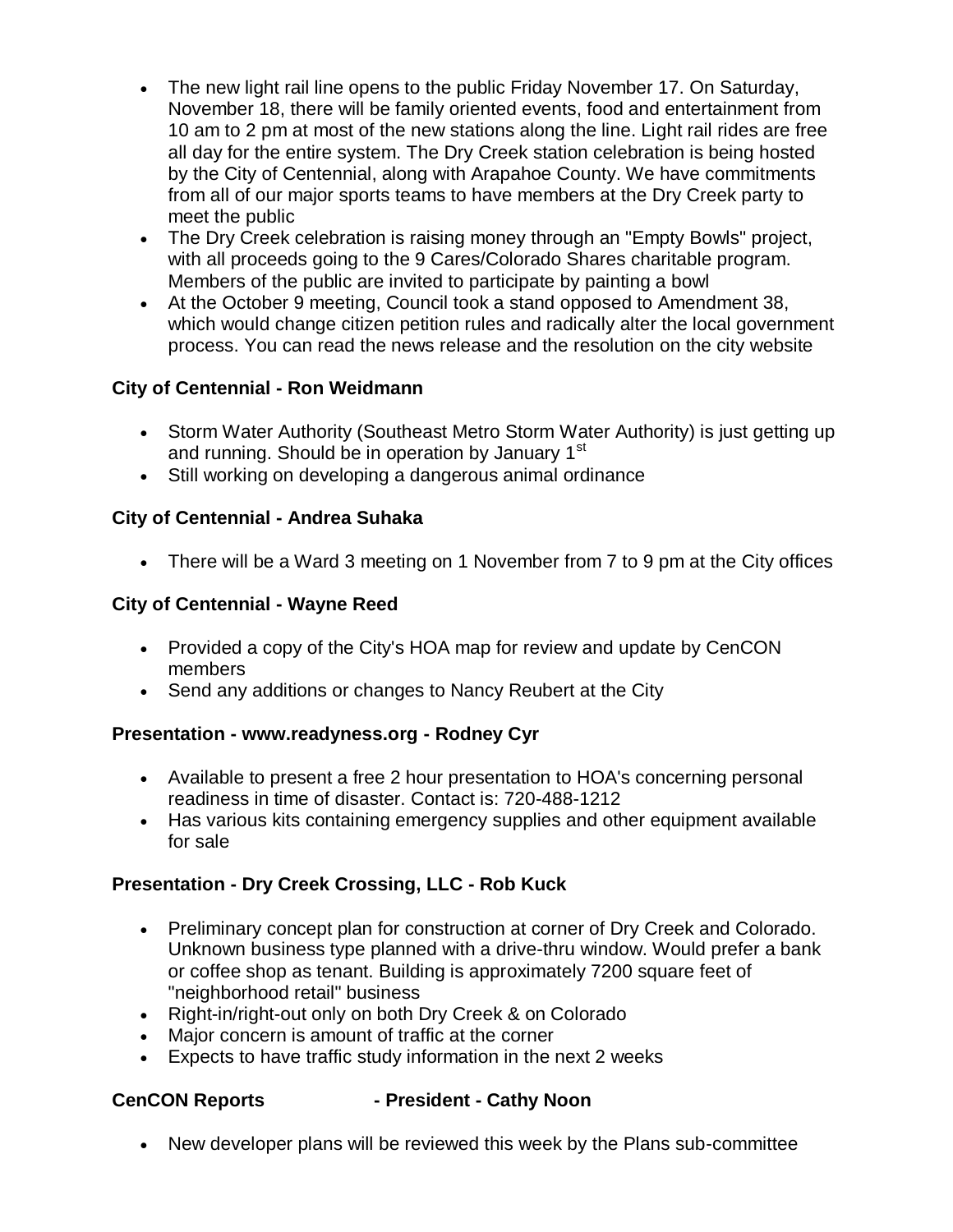- The new light rail line opens to the public Friday November 17. On Saturday, November 18, there will be family oriented events, food and entertainment from 10 am to 2 pm at most of the new stations along the line. Light rail rides are free all day for the entire system. The Dry Creek station celebration is being hosted by the City of Centennial, along with Arapahoe County. We have commitments from all of our major sports teams to have members at the Dry Creek party to meet the public
- The Dry Creek celebration is raising money through an "Empty Bowls" project, with all proceeds going to the 9 Cares/Colorado Shares charitable program. Members of the public are invited to participate by painting a bowl
- At the October 9 meeting, Council took a stand opposed to Amendment 38, which would change citizen petition rules and radically alter the local government process. You can read the news release and the resolution on the city website

**City of Centennial - Ron Weidmann**

- Storm Water Authority (Southeast Metro Storm Water Authority) is just getting up and running. Should be in operation by January 1st
- Still working on developing a dangerous animal ordinance

**City of Centennial - Andrea Suhaka**

- There will be a Ward 3 meeting on 1 November from 7 to 9 pm at the City offices

**City of Centennial - Wayne Reed**

- Provided a copy of the City's HOA map for review and update by CenCON members
- Send any additions or changes to Nancy Reubert at the City

**Presentation - www.readyness.org - Rodney Cyr**

- Available to present a free 2 hour presentation to HOA's concerning personal readiness in time of disaster. Contact is: 720-488-1212
- Has various kits containing emergency supplies and other equipment available for sale

**Presentation - Dry Creek Crossing, LLC - Rob Kuck**

- Preliminary concept plan for construction at corner of Dry Creek and Colorado. Unknown business type planned with a drive-thru window. Would prefer a bank or coffee shop as tenant. Building is approximately 7200 square feet of "neighborhood retail" business
- Right-in/right-out only on both Dry Creek & on Colorado
- Major concern is amount of traffic at the corner
- Expects to have traffic study information in the next 2 weeks

**CenCON Reports - President - Cathy Noon**

- New developer plans will be reviewed this week by the Plans sub-committee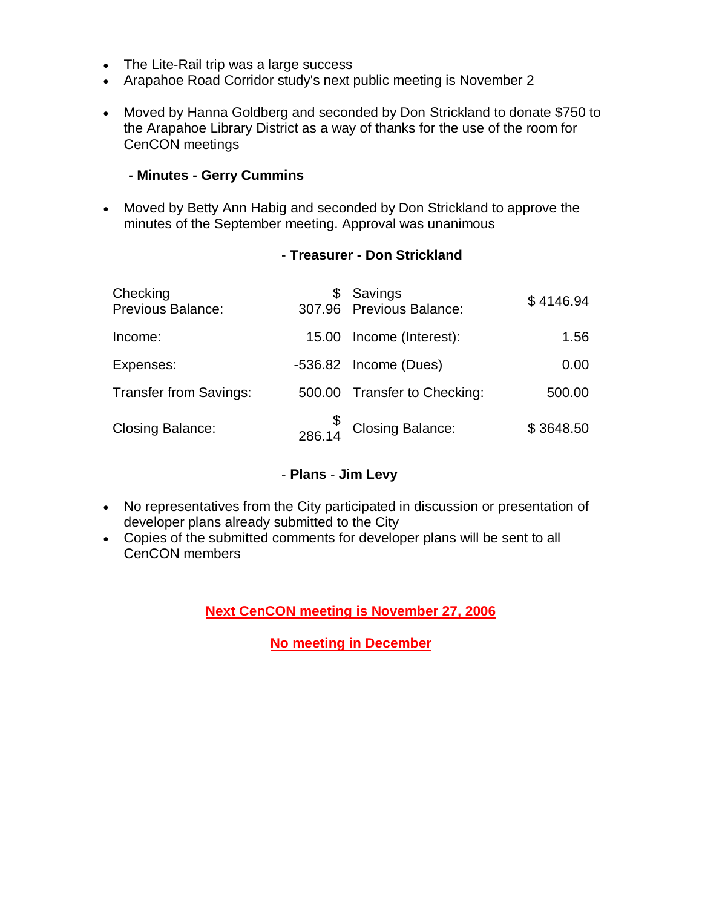- The Lite-Rail trip was a large success
- Arapahoe Road Corridor study's next public meeting is November 2

- Moved by Hanna Goldberg and seconded by Don Strickland to donate $750 to the Arapahoe Library District as a way of thanks for the use of the room for CenCON meetings

**- Minutes - Gerry Cummins**

- Moved by Betty Ann Habig and seconded by Don Strickland to approve the minutes of the September meeting. Approval was unanimous

- **Treasurer - Don Strickland**

| | | | |
|---|---|---|---|
| Checking Previous Balance: | $ 307.96 | Savings Previous Balance: | $ 4146.94 |
| Income: | 15.00 | Income (Interest): | 1.56 |
| Expenses: | -536.82 | Income (Dues) | 0.00 |
| Transfer from Savings: | 500.00 | Transfer to Checking: | 500.00 |
| Closing Balance: | $ 286.14 | Closing Balance: | $ 3648.50 |

- **Plans** - **Jim Levy**

- No representatives from the City participated in discussion or presentation of developer plans already submitted to the City
- Copies of the submitted comments for developer plans will be sent to all CenCON members

**Next CenCON meeting is November 27, 2006**

**No meeting in December**